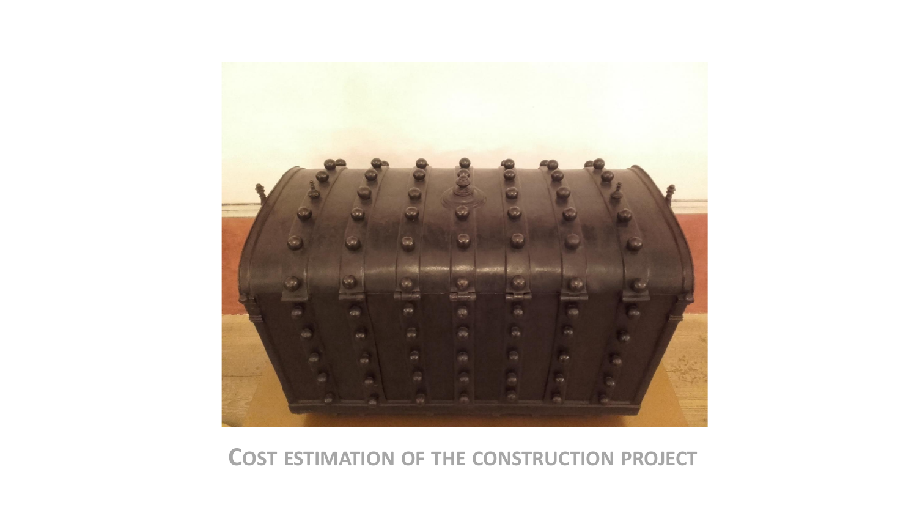# COST ESTIMATION OF THE CONSTRUCTION PROJECT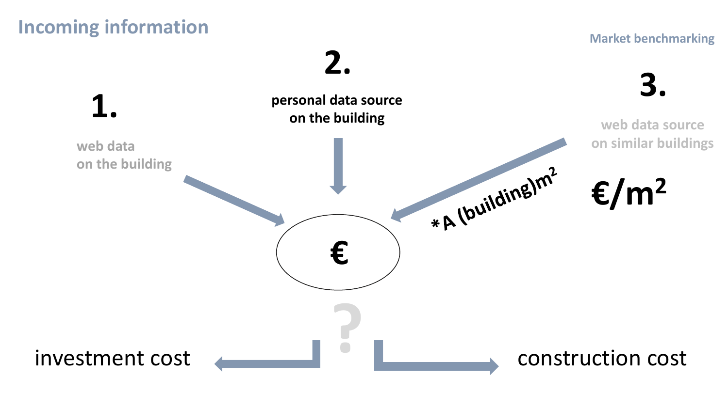## Incoming information

Market benchmarking

**1.**

web data on the building

**2.**

**personal data source on the building**

**3.**

web data source on similar buildings

**€/m²**

***A (building)m²**

**€**

**?**

investment cost

construction cost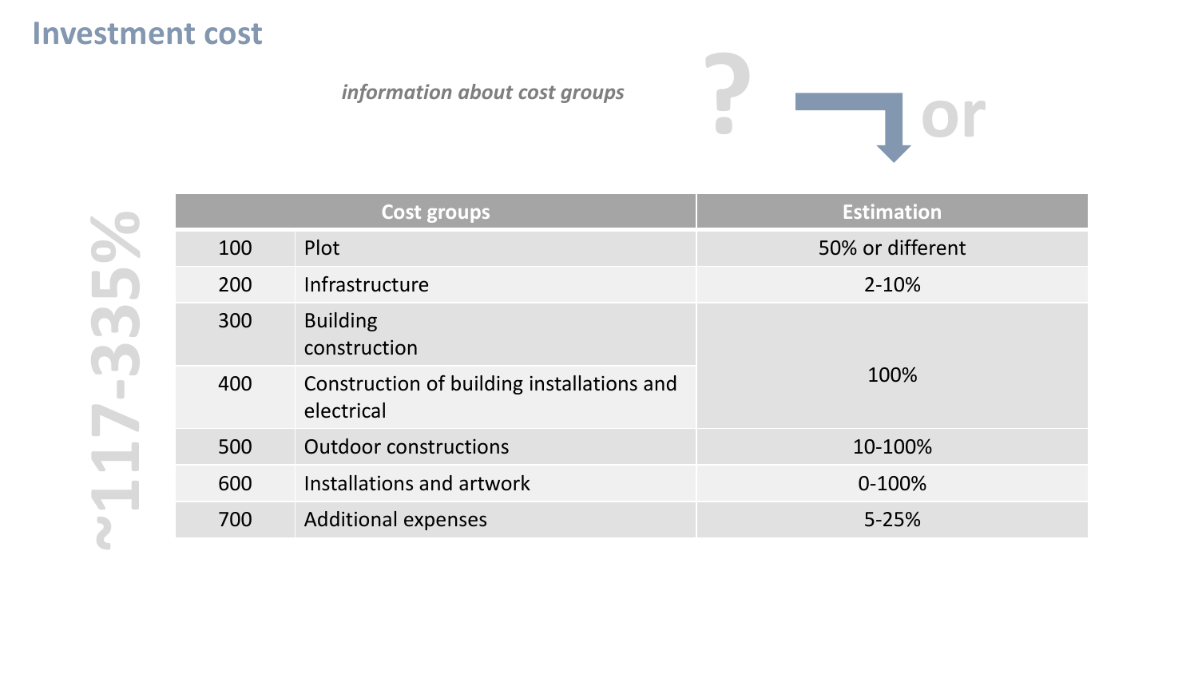# Investment cost

*information about cost groups*

? or

~117-335%

| Cost groups | | Estimation |
|---|---|---|
| 100 | Plot | 50% or different |
| 200 | Infrastructure | 2-10% |
| 300 | Building construction | 100% |
| 400 | Construction of building installations and electrical | |
| 500 | Outdoor constructions | 10-100% |
| 600 | Installations and artwork | 0-100% |
| 700 | Additional expenses | 5-25% |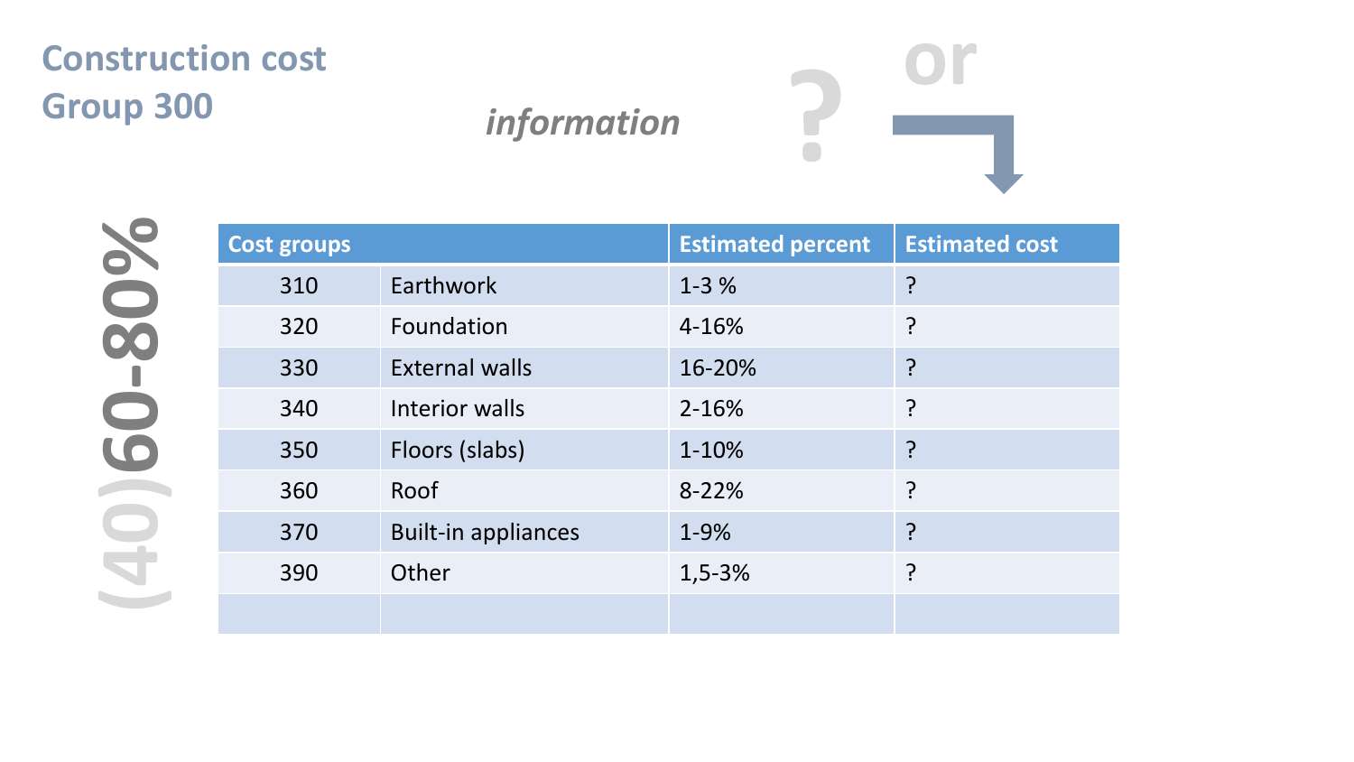## Construction cost Group 300

*information* ? or

(40)60-80%

| Cost groups | | Estimated percent | Estimated cost |
|---|---|---|---|
| 310 | Earthwork | 1-3 % | ? |
| 320 | Foundation | 4-16% | ? |
| 330 | External walls | 16-20% | ? |
| 340 | Interior walls | 2-16% | ? |
| 350 | Floors (slabs) | 1-10% | ? |
| 360 | Roof | 8-22% | ? |
| 370 | Built-in appliances | 1-9% | ? |
| 390 | Other | 1,5-3% | ? |
| | | | |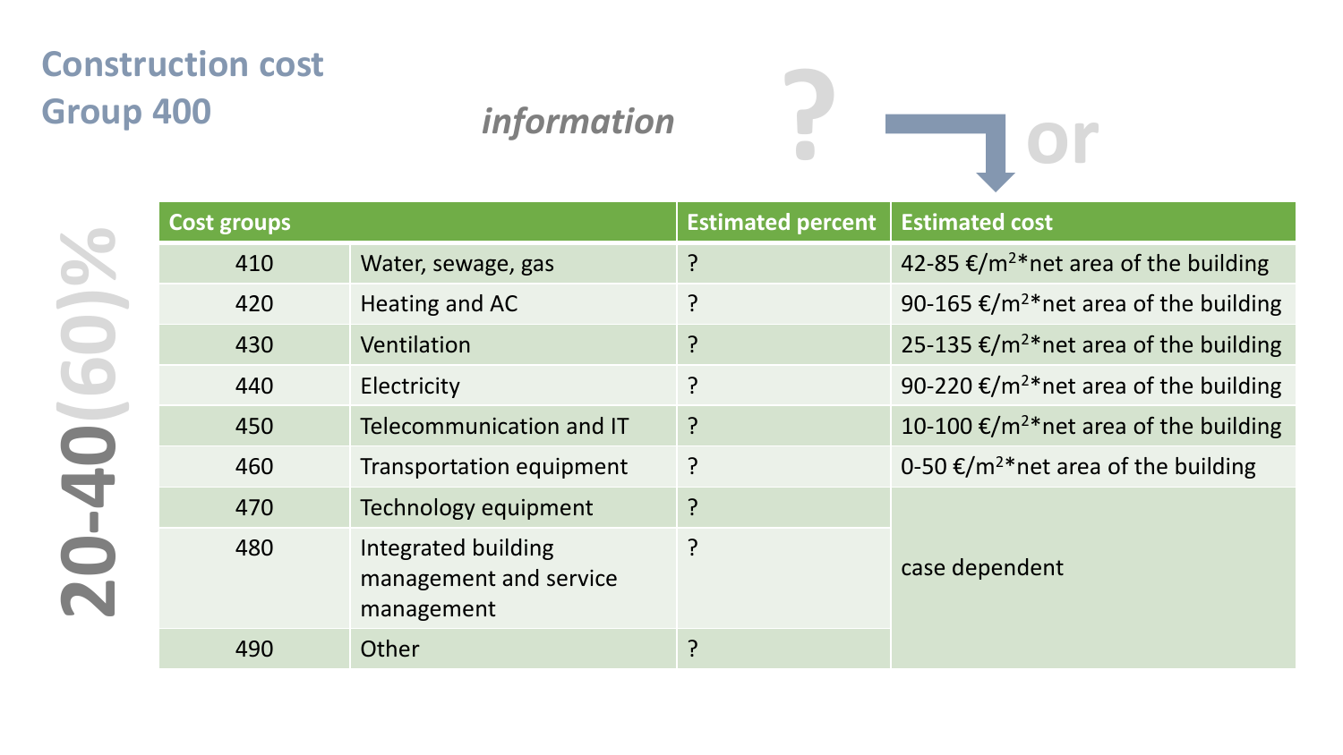# Construction cost Group 400

*information* ? or

20-40(60)%

| Cost groups | | Estimated percent | Estimated cost |
|---|---|---|---|
| 410 | Water, sewage, gas | ? | 42-85 €/m$^2$*net area of the building |
| 420 | Heating and AC | ? | 90-165 €/m$^2$*net area of the building |
| 430 | Ventilation | ? | 25-135 €/m$^2$*net area of the building |
| 440 | Electricity | ? | 90-220 €/m$^2$*net area of the building |
| 450 | Telecommunication and IT | ? | 10-100 €/m$^2$*net area of the building |
| 460 | Transportation equipment | ? | 0-50 €/m$^2$*net area of the building |
| 470 | Technology equipment | ? | case dependent |
| 480 | Integrated building management and service management | ? | |
| 490 | Other | ? | |